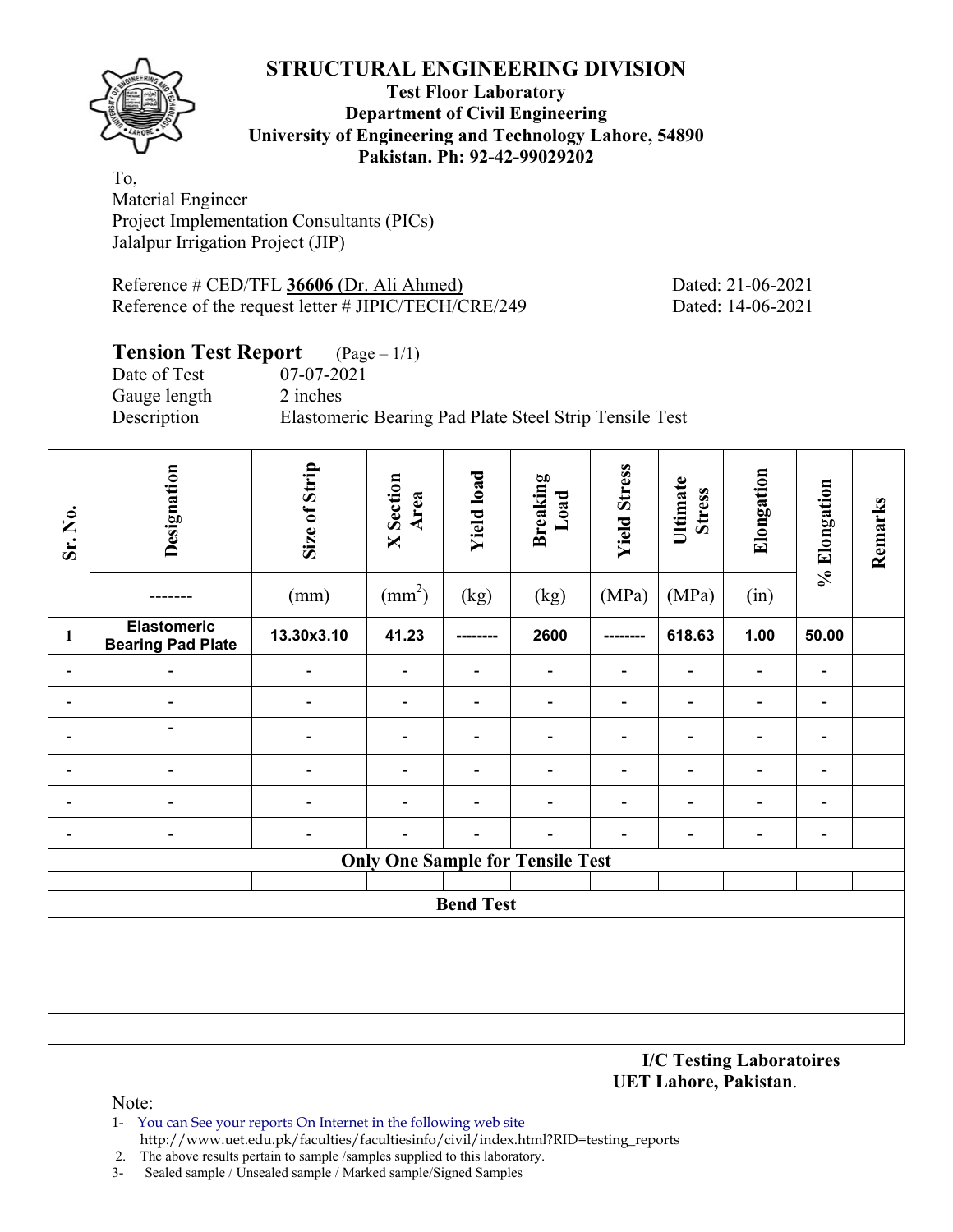# STRUCTURAL ENGINEERING DIVISION

**Test Floor Laboratory**
**Department of Civil Engineering**
**University of Engineering and Technology Lahore, 54890**
**Pakistan. Ph: 92-42-99029202**

To,
Material Engineer
Project Implementation Consultants (PICs)
Jalalpur Irrigation Project (JIP)

Reference # CED/TFL **36606** (Dr. Ali Ahmed) Dated: 21-06-2021
Reference of the request letter # JIPIC/TECH/CRE/249 Dated: 14-06-2021

## Tension Test Report (Page – 1/1)

Date of Test 07-07-2021
Gauge length 2 inches
Description Elastomeric Bearing Pad Plate Steel Strip Tensile Test

| Sr. No. | Designation | Size of Strip | X Section Area | Yield load | Breaking Load | Yield Stress | Ultimate Stress | Elongation | % Elongation | Remarks |
|---|---|---|---|---|---|---|---|---|---|---|
| | ------- | (mm) | ($mm^2$) | (kg) | (kg) | (MPa) | (MPa) | (in) | | |
| **1** | **Elastomeric Bearing Pad Plate** | **13.30x3.10** | **41.23** | -------- | **2600** | -------- | **618.63** | **1.00** | **50.00** | |
| - | - | - | - | - | - | - | - | - | - | |
| - | - | - | - | - | - | - | - | - | - | |
| - | - | - | - | - | - | - | - | - | - | |
| - | - | - | - | - | - | - | - | - | - | |
| - | - | - | - | - | - | - | - | - | - | |
| - | - | - | - | - | - | - | - | - | - | |
| **Only One Sample for Tensile Test** | | | | | | | | | | |
| | | | | | | | | | | |
| **Bend Test** | | | | | | | | | | |
| | | | | | | | | | | |
| | | | | | | | | | | |
| | | | | | | | | | | |
| | | | | | | | | | | |

**I/C Testing Laboratoires**
**UET Lahore, Pakistan**.

Note:
1- You can See your reports On Internet in the following web site
 http://www.uet.edu.pk/faculties/facultiesinfo/civil/index.html?RID=testing_reports
2. The above results pertain to sample /samples supplied to this laboratory.
3- Sealed sample / Unsealed sample / Marked sample/Signed Samples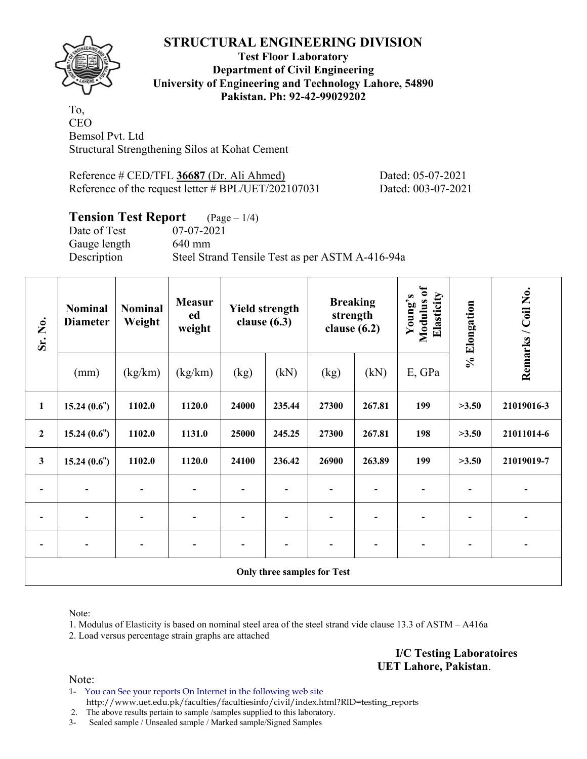# STRUCTURAL ENGINEERING DIVISION

**Test Floor Laboratory**
**Department of Civil Engineering**
**University of Engineering and Technology Lahore, 54890**
**Pakistan. Ph: 92-42-99029202**

To,
CEO
Bemsol Pvt. Ltd
Structural Strengthening Silos at Kohat Cement

Reference # CED/TFL **36687** (Dr. Ali Ahmed) Dated: 05-07-2021
Reference of the request letter # BPL/UET/202107031 Dated: 003-07-2021

## Tension Test Report (Page – 1/4)

Date of Test 07-07-2021
Gauge length 640 mm
Description Steel Strand Tensile Test as per ASTM A-416-94a

| Sr. No. | Nominal Diameter | Nominal Weight | Measured weight | Yield strength clause (6.3) | | Breaking strength clause (6.2) | | Young's Modulus of Elasticity | % Elongation | Remarks / Coil No. |
|---|---|---|---|---|---|---|---|---|---|---|
| | (mm) | (kg/km) | (kg/km) | (kg) | (kN) | (kg) | (kN) | E, GPa | | |
| **1** | **15.24 (0.6")** | **1102.0** | **1120.0** | **24000** | **235.44** | **27300** | **267.81** | **199** | **>3.50** | **21019016-3** |
| **2** | **15.24 (0.6")** | **1102.0** | **1131.0** | **25000** | **245.25** | **27300** | **267.81** | **198** | **>3.50** | **21011014-6** |
| **3** | **15.24 (0.6")** | **1102.0** | **1120.0** | **24100** | **236.42** | **26900** | **263.89** | **199** | **>3.50** | **21019019-7** |
| - | - | - | - | - | - | - | - | - | - | - |
| - | - | - | - | - | - | - | - | - | - | - |
| - | - | - | - | - | - | - | - | - | - | - |
| **Only three samples for Test** | | | | | | | | | | |

Note:
1. Modulus of Elasticity is based on nominal steel area of the steel strand vide clause 13.3 of ASTM – A416a
2. Load versus percentage strain graphs are attached

**I/C Testing Laboratoires**
**UET Lahore, Pakistan**.

Note:
1- You can See your reports On Internet in the following web site
http://www.uet.edu.pk/faculties/facultiesinfo/civil/index.html?RID=testing_reports
2. The above results pertain to sample /samples supplied to this laboratory.
3- Sealed sample / Unsealed sample / Marked sample/Signed Samples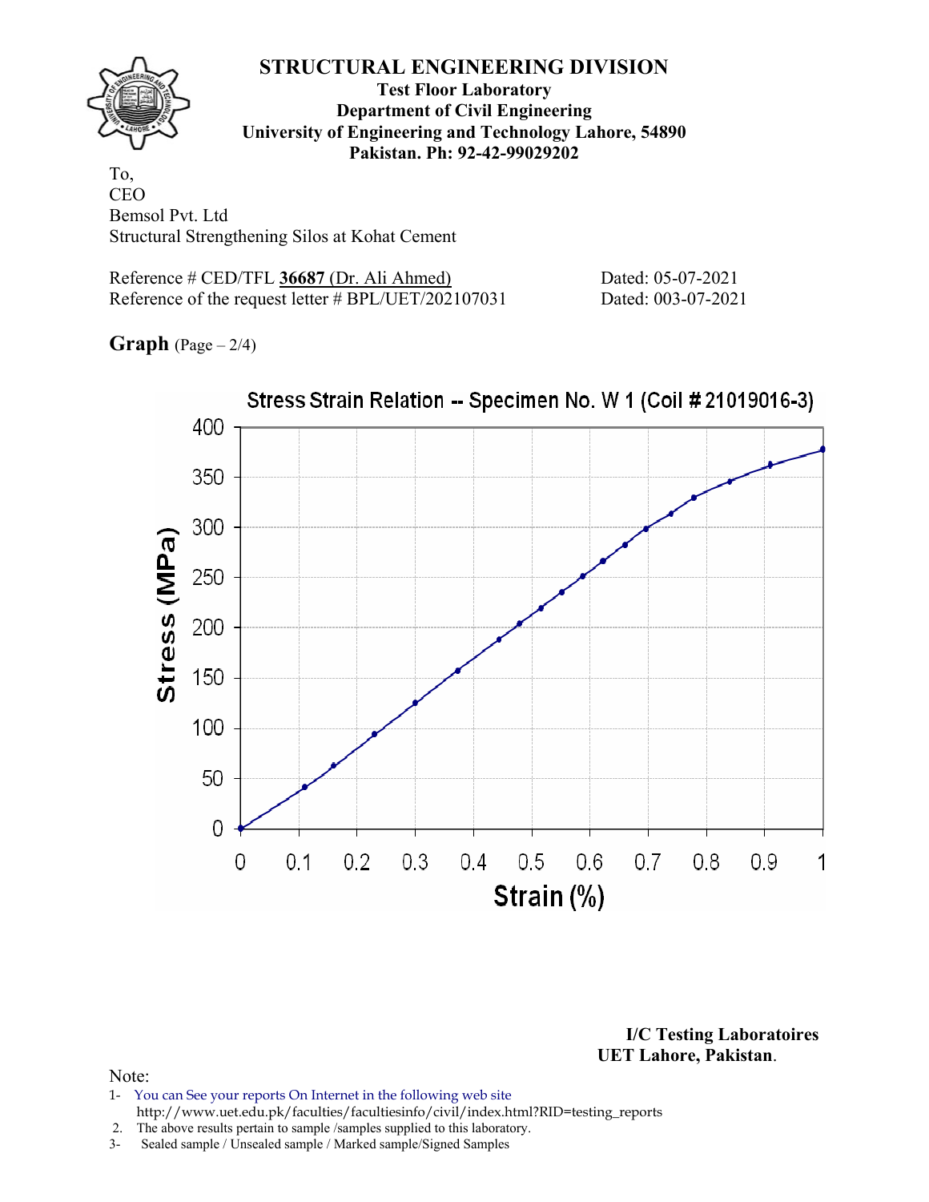# STRUCTURAL ENGINEERING DIVISION

**Test Floor Laboratory**
**Department of Civil Engineering**
**University of Engineering and Technology Lahore, 54890**
**Pakistan. Ph: 92-42-99029202**

To,
CEO
Bemsol Pvt. Ltd
Structural Strengthening Silos at Kohat Cement

Reference # CED/TFL **36687** (Dr. Ali Ahmed) Dated: 05-07-2021
Reference of the request letter # BPL/UET/202107031 Dated: 003-07-2021

**Graph** (Page – 2/4)

Stress Strain Relation -- Specimen No. W 1 (Coil # 21019016-3)

Stress (MPa)

Strain (%)

**I/C Testing Laboratoires**
**UET Lahore, Pakistan**.

Note:
1- You can See your reports On Internet in the following web site
http://www.uet.edu.pk/faculties/facultiesinfo/civil/index.html?RID=testing_reports
2. The above results pertain to sample /samples supplied to this laboratory.
3- Sealed sample / Unsealed sample / Marked sample/Signed Samples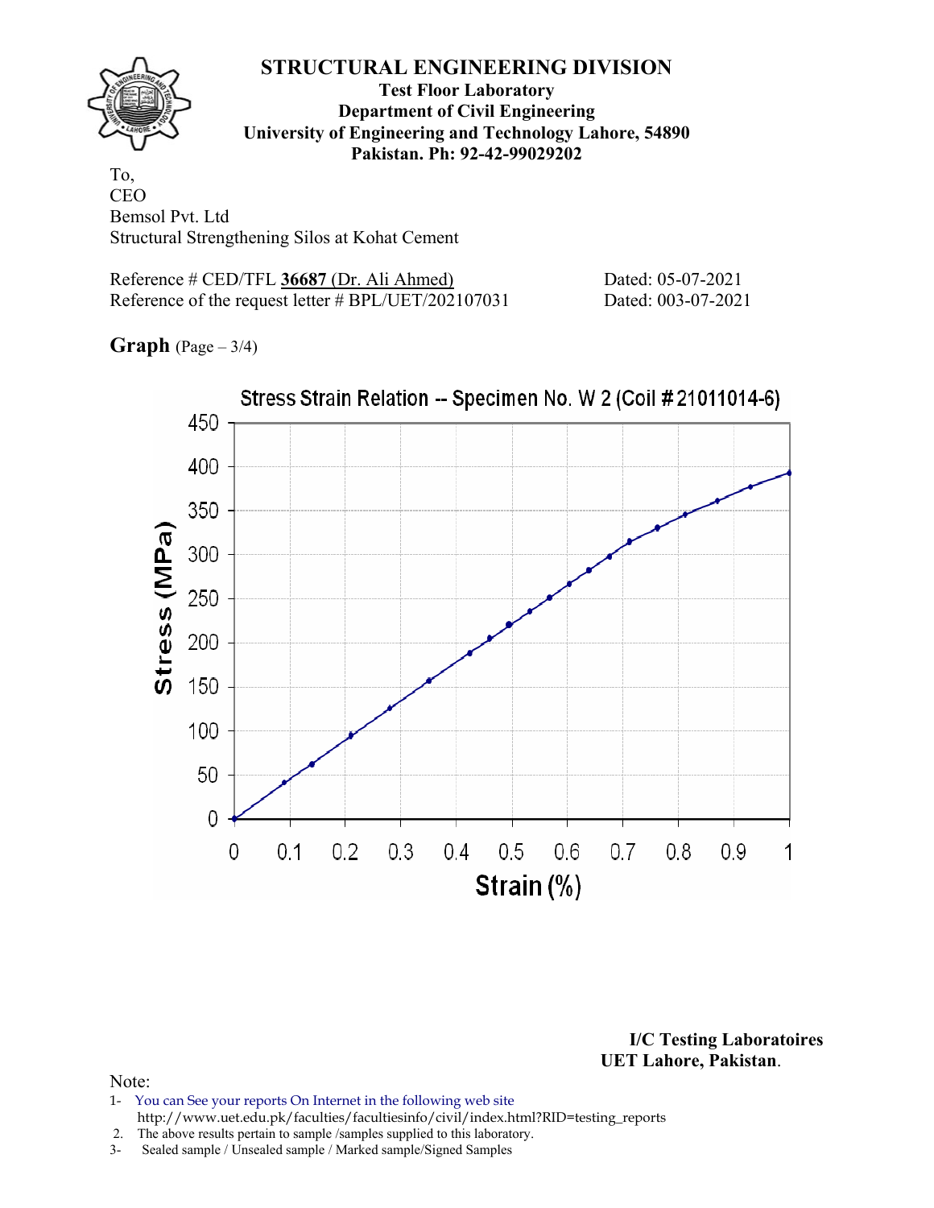# STRUCTURAL ENGINEERING DIVISION

**Test Floor Laboratory**
**Department of Civil Engineering**
**University of Engineering and Technology Lahore, 54890**
**Pakistan. Ph: 92-42-99029202**

To,
CEO
Bemsol Pvt. Ltd
Structural Strengthening Silos at Kohat Cement

Reference # CED/TFL **36687** (Dr. Ali Ahmed) Dated: 05-07-2021
Reference of the request letter # BPL/UET/202107031 Dated: 003-07-2021

**Graph** (Page – 3/4)

Stress Strain Relation -- Specimen No. W 2 (Coil # 21011014-6)

Stress (MPa)

Strain (%)

**I/C Testing Laboratoires**
**UET Lahore, Pakistan.**

Note:

1- You can See your reports On Internet in the following web site
http://www.uet.edu.pk/faculties/facultiesinfo/civil/index.html?RID=testing_reports
2. The above results pertain to sample /samples supplied to this laboratory.
3- Sealed sample / Unsealed sample / Marked sample/Signed Samples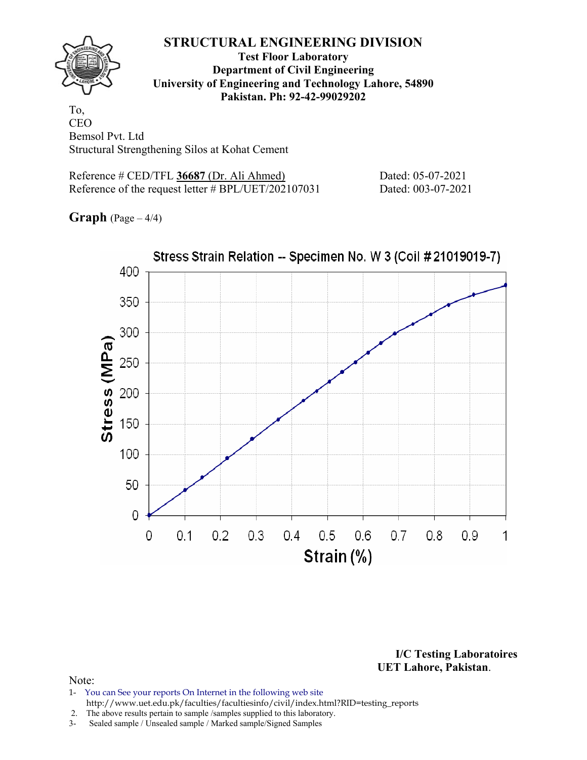# STRUCTURAL ENGINEERING DIVISION

**Test Floor Laboratory**
**Department of Civil Engineering**
**University of Engineering and Technology Lahore, 54890**
**Pakistan. Ph: 92-42-99029202**

To,
CEO
Bemsol Pvt. Ltd
Structural Strengthening Silos at Kohat Cement

Reference # CED/TFL **36687** (Dr. Ali Ahmed) Dated: 05-07-2021
Reference of the request letter # BPL/UET/202107031 Dated: 003-07-2021

**Graph** (Page – 4/4)

Stress Strain Relation -- Specimen No. W 3 (Coil # 21019019-7)

Stress (MPa) vs. Strain (%)

**I/C Testing Laboratoires**
**UET Lahore, Pakistan**.

Note:

1- You can See your reports On Internet in the following web site
http://www.uet.edu.pk/faculties/facultiesinfo/civil/index.html?RID=testing_reports
2. The above results pertain to sample /samples supplied to this laboratory.
3- Sealed sample / Unsealed sample / Marked sample/Signed Samples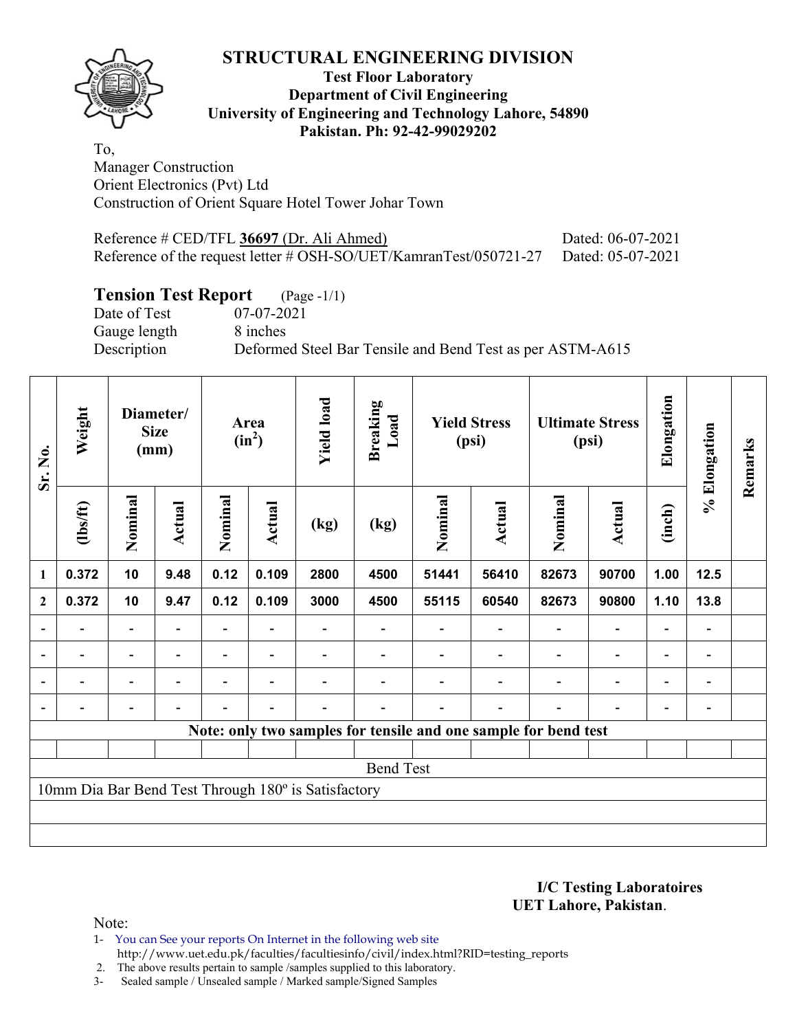# STRUCTURAL ENGINEERING DIVISION

**Test Floor Laboratory**
**Department of Civil Engineering**
**University of Engineering and Technology Lahore, 54890**
**Pakistan. Ph: 92-42-99029202**

To,
Manager Construction
Orient Electronics (Pvt) Ltd
Construction of Orient Square Hotel Tower Johar Town

Reference # CED/TFL **36697** (Dr. Ali Ahmed) Dated: 06-07-2021
Reference of the request letter # OSH-SO/UET/KamranTest/050721-27 Dated: 05-07-2021

## Tension Test Report (Page -1/1)

Date of Test 07-07-2021
Gauge length 8 inches
Description Deformed Steel Bar Tensile and Bend Test as per ASTM-A615

| Sr. No. | Weight | Diameter/ Size (mm) | | Area ($in^2$) | | Yield load | Breaking Load | Yield Stress (psi) | | Ultimate Stress (psi) | | Elongation | % Elongation | Remarks |
|---|---|---|---|---|---|---|---|---|---|---|---|---|---|---|
| | (lbs/ft) | Nominal | Actual | Nominal | Actual | (kg) | (kg) | Nominal | Actual | Nominal | Actual | (inch) | | |
| 1 | 0.372 | 10 | 9.48 | 0.12 | 0.109 | 2800 | 4500 | 51441 | 56410 | 82673 | 90700 | 1.00 | 12.5 | |
| 2 | 0.372 | 10 | 9.47 | 0.12 | 0.109 | 3000 | 4500 | 55115 | 60540 | 82673 | 90800 | 1.10 | 13.8 | |
| - | - | - | - | - | - | - | - | - | - | - | - | - | - | |
| - | - | - | - | - | - | - | - | - | - | - | - | - | - | |
| - | - | - | - | - | - | - | - | - | - | - | - | - | - | |
| - | - | - | - | - | - | - | - | - | - | - | - | - | - | |

**Note: only two samples for tensile and one sample for bend test**

Bend Test

10mm Dia Bar Bend Test Through 180º is Satisfactory

**I/C Testing Laboratoires**
**UET Lahore, Pakistan**.

Note:
1- You can See your reports On Internet in the following web site
http://www.uet.edu.pk/faculties/facultiesinfo/civil/index.html?RID=testing_reports
2. The above results pertain to sample /samples supplied to this laboratory.
3- Sealed sample / Unsealed sample / Marked sample/Signed Samples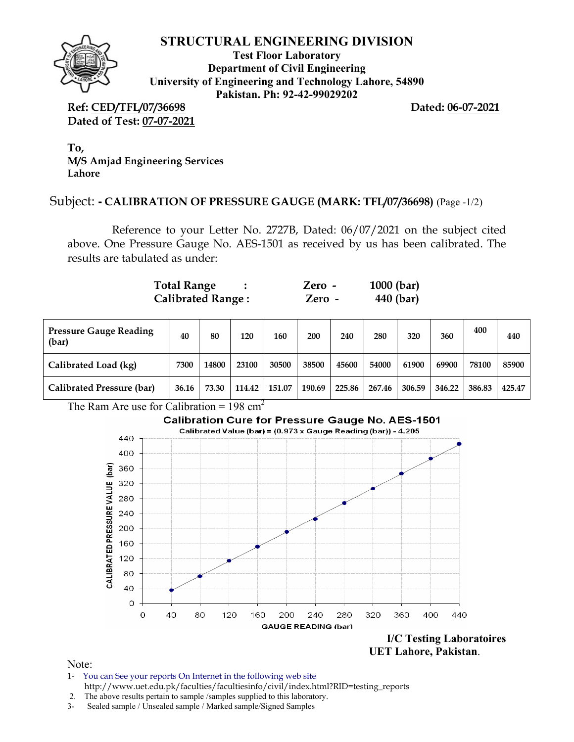# STRUCTURAL ENGINEERING DIVISION

**Test Floor Laboratory**
**Department of Civil Engineering**
**University of Engineering and Technology Lahore, 54890**
**Pakistan. Ph: 92-42-99029202**

**Ref: CED/TFL/07/36698** **Dated: 06-07-2021**
**Dated of Test: 07-07-2021**

**To,**
**M/S Amjad Engineering Services**
**Lahore**

Subject: **- CALIBRATION OF PRESSURE GAUGE (MARK: TFL/07/36698)** (Page -1/2)

Reference to your Letter No. 2727B, Dated: 06/07/2021 on the subject cited above. One Pressure Gauge No. AES-1501 as received by us has been calibrated. The results are tabulated as under:

**Total Range : Zero - 1000 (bar)**
**Calibrated Range : Zero - 440 (bar)**

| Pressure Gauge Reading (bar) | 40 | 80 | 120 | 160 | 200 | 240 | 280 | 320 | 360 | 400 | 440 |
|---|---|---|---|---|---|---|---|---|---|---|---|
| Calibrated Load (kg) | 7300 | 14800 | 23100 | 30500 | 38500 | 45600 | 54000 | 61900 | 69900 | 78100 | 85900 |
| Calibrated Pressure (bar) | 36.16 | 73.30 | 114.42 | 151.07 | 190.69 | 225.86 | 267.46 | 306.59 | 346.22 | 386.83 | 425.47 |

The Ram Are use for Calibration = 198 $cm^2$

**Calibration Cure for Pressure Gauge No. AES-1501**
Calibrated Value (bar) = (0.973 x Gauge Reading (bar)) - 4.205

**I/C Testing Laboratoires**
**UET Lahore, Pakistan.**

Note:
1- You can See your reports On Internet in the following web site
http://www.uet.edu.pk/faculties/facultiesinfo/civil/index.html?RID=testing_reports
2. The above results pertain to sample /samples supplied to this laboratory.
3- Sealed sample / Unsealed sample / Marked sample/Signed Samples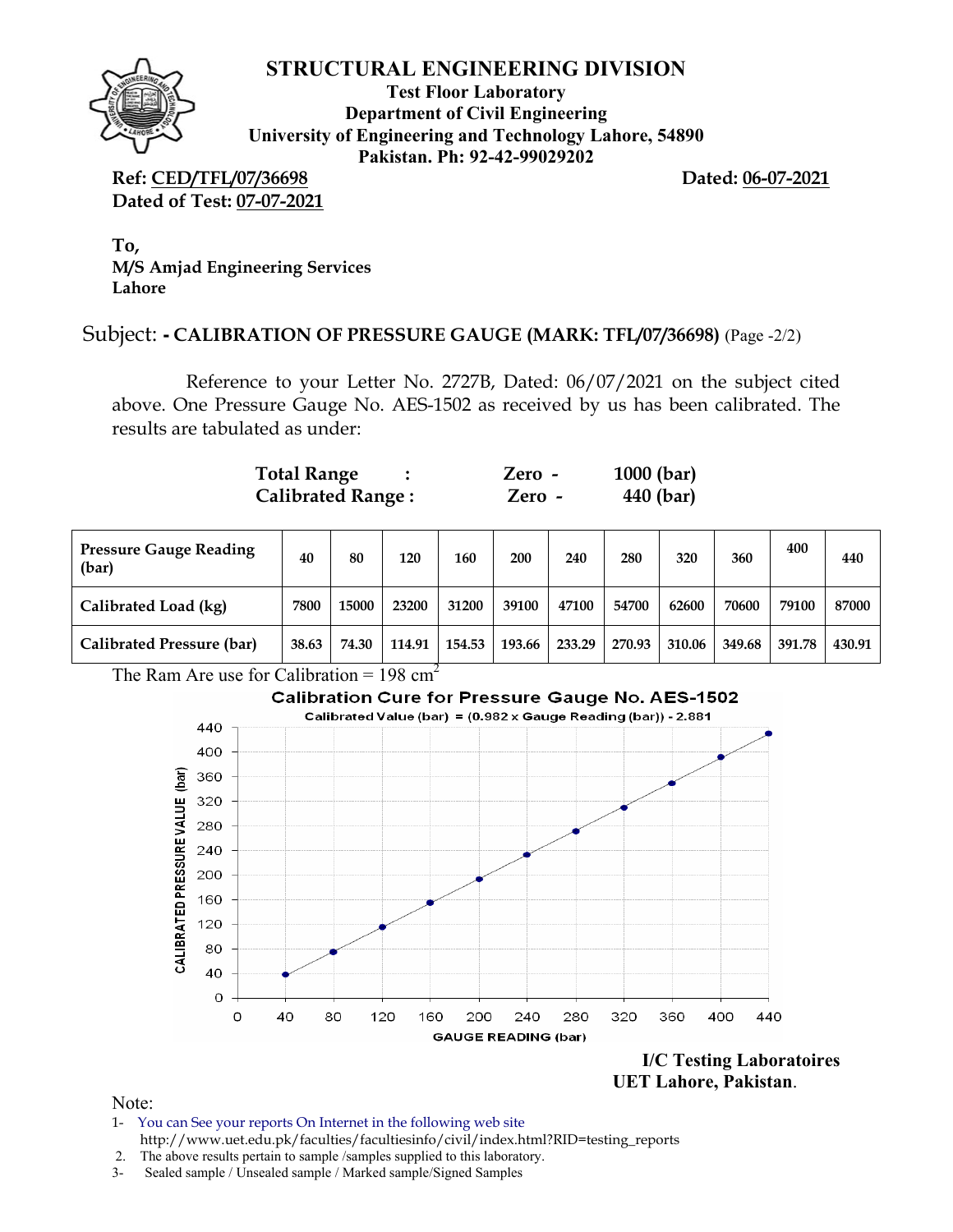# STRUCTURAL ENGINEERING DIVISION

**Test Floor Laboratory**
**Department of Civil Engineering**
**University of Engineering and Technology Lahore, 54890**
**Pakistan. Ph: 92-42-99029202**

**Ref: CED/TFL/07/36698** **Dated: 06-07-2021**
**Dated of Test: 07-07-2021**

**To,**
**M/S Amjad Engineering Services**
**Lahore**

Subject: **- CALIBRATION OF PRESSURE GAUGE (MARK: TFL/07/36698)** (Page -2/2)

Reference to your Letter No. 2727B, Dated: 06/07/2021 on the subject cited above. One Pressure Gauge No. AES-1502 as received by us has been calibrated. The results are tabulated as under:

| | | | |
|---|---|---|---|
| **Total Range** | **:** | **Zero -** | **1000 (bar)** |
| **Calibrated Range :** | | **Zero -** | **440 (bar)** |

| Pressure Gauge Reading (bar) | 40 | 80 | 120 | 160 | 200 | 240 | 280 | 320 | 360 | 400 | 440 |
|---|---|---|---|---|---|---|---|---|---|---|---|
| Calibrated Load (kg) | 7800 | 15000 | 23200 | 31200 | 39100 | 47100 | 54700 | 62600 | 70600 | 79100 | 87000 |
| Calibrated Pressure (bar) | 38.63 | 74.30 | 114.91 | 154.53 | 193.66 | 233.29 | 270.93 | 310.06 | 349.68 | 391.78 | 430.91 |

The Ram Are use for Calibration = 198 $cm^2$

Calibration Cure for Pressure Gauge No. AES-1502

Calibrated Value (bar) = (0.982 x Gauge Reading (bar)) - 2.881

**I/C Testing Laboratoires**
**UET Lahore, Pakistan**.

Note:

1- You can See your reports On Internet in the following web site
http://www.uet.edu.pk/faculties/facultiesinfo/civil/index.html?RID=testing_reports
2. The above results pertain to sample /samples supplied to this laboratory.
3- Sealed sample / Unsealed sample / Marked sample/Signed Samples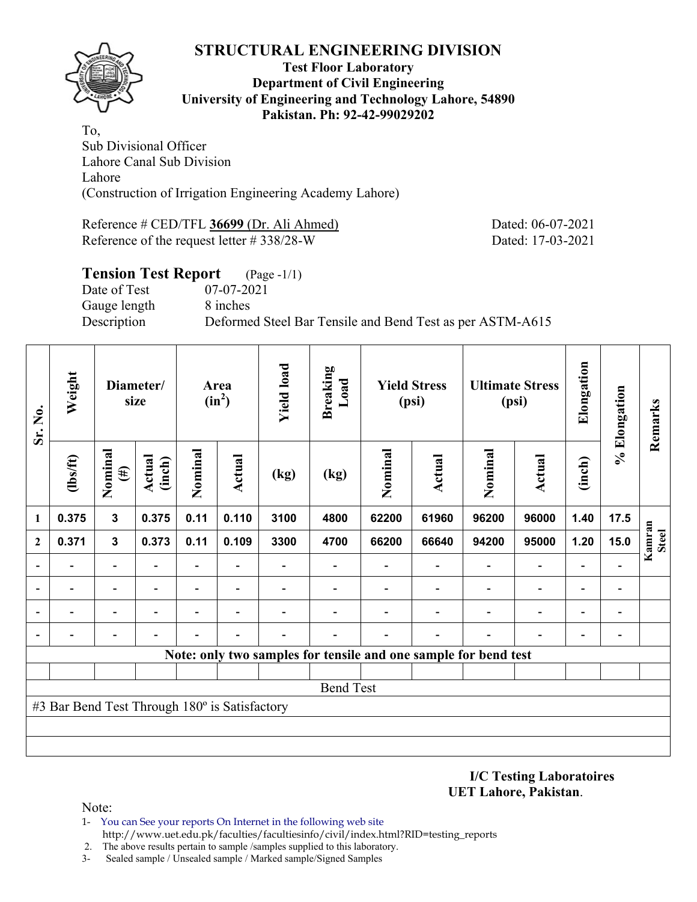# STRUCTURAL ENGINEERING DIVISION

**Test Floor Laboratory**
**Department of Civil Engineering**
**University of Engineering and Technology Lahore, 54890**
**Pakistan. Ph: 92-42-99029202**

To,
Sub Divisional Officer
Lahore Canal Sub Division
Lahore
(Construction of Irrigation Engineering Academy Lahore)

Reference # CED/TFL **36699** (Dr. Ali Ahmed) Dated: 06-07-2021
Reference of the request letter # 338/28-W Dated: 17-03-2021

## Tension Test Report (Page -1/1)

Date of Test 07-07-2021
Gauge length 8 inches
Description Deformed Steel Bar Tensile and Bend Test as per ASTM-A615

| Sr. No. | Weight | Diameter/ size | | Area ($in^2$) | | Yield load | Breaking Load | Yield Stress (psi) | | Ultimate Stress (psi) | | Elongation | % Elongation | Remarks |
|---|---|---|---|---|---|---|---|---|---|---|---|---|---|---|
| | (lbs/ft) | Nominal (#) | Actual (inch) | Nominal | Actual | (kg) | (kg) | Nominal | Actual | Nominal | Actual | (inch) | | |
| 1 | 0.375 | 3 | 0.375 | 0.11 | 0.110 | 3100 | 4800 | 62200 | 61960 | 96200 | 96000 | 1.40 | 17.5 | Kamran Steel |
| 2 | 0.371 | 3 | 0.373 | 0.11 | 0.109 | 3300 | 4700 | 66200 | 66640 | 94200 | 95000 | 1.20 | 15.0 | |
| - | - | - | - | - | - | - | - | - | - | - | - | - | - | |
| - | - | - | - | - | - | - | - | - | - | - | - | - | - | |
| - | - | - | - | - | - | - | - | - | - | - | - | - | - | |
| - | - | - | - | - | - | - | - | - | - | - | - | - | - | |

**Note: only two samples for tensile and one sample for bend test**

Bend Test

#3 Bar Bend Test Through 180º is Satisfactory

**I/C Testing Laboratoires**
**UET Lahore, Pakistan**.

Note:
1- You can See your reports On Internet in the following web site
http://www.uet.edu.pk/faculties/facultiesinfo/civil/index.html?RID=testing_reports
2. The above results pertain to sample /samples supplied to this laboratory.
3- Sealed sample / Unsealed sample / Marked sample/Signed Samples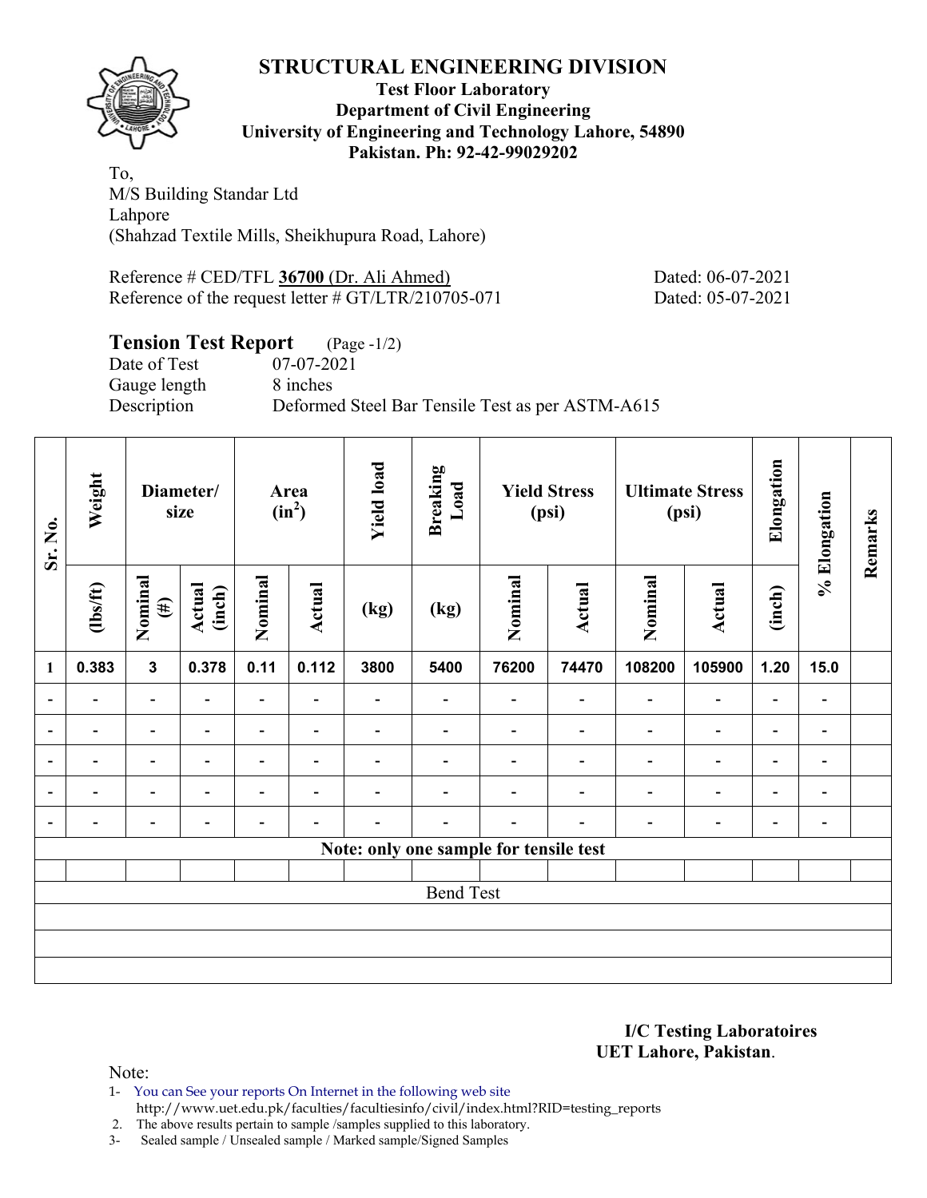# STRUCTURAL ENGINEERING DIVISION

**Test Floor Laboratory**
**Department of Civil Engineering**
**University of Engineering and Technology Lahore, 54890**
**Pakistan. Ph: 92-42-99029202**

To,
M/S Building Standar Ltd
Lahpore
(Shahzad Textile Mills, Sheikhupura Road, Lahore)

Reference # CED/TFL **36700** (Dr. Ali Ahmed) Dated: 06-07-2021
Reference of the request letter # GT/LTR/210705-071 Dated: 05-07-2021

## Tension Test Report (Page -1/2)

Date of Test 07-07-2021
Gauge length 8 inches
Description Deformed Steel Bar Tensile Test as per ASTM-A615

| Sr. No. | Weight | Diameter/ size | | Area ($in^2$) | | Yield load | Breaking Load | Yield Stress (psi) | | Ultimate Stress (psi) | | Elongation | % Elongation | Remarks |
|---|---|---|---|---|---|---|---|---|---|---|---|---|---|---|
| | (lbs/ft) | Nominal (#) | Actual (inch) | Nominal | Actual | (kg) | (kg) | Nominal | Actual | Nominal | Actual | (inch) | | |
| 1 | 0.383 | 3 | 0.378 | 0.11 | 0.112 | 3800 | 5400 | 76200 | 74470 | 108200 | 105900 | 1.20 | 15.0 | |
| - | - | - | - | - | - | - | - | - | - | - | - | - | - | |
| - | - | - | - | - | - | - | - | - | - | - | - | - | - | |
| - | - | - | - | - | - | - | - | - | - | - | - | - | - | |
| - | - | - | - | - | - | - | - | - | - | - | - | - | - | |
| - | - | - | - | - | - | - | - | - | - | - | - | - | - | |
| Note: only one sample for tensile test | | | | | | | | | | | | | | |
| | | | | | | | | | | | | | | |
| Bend Test | | | | | | | | | | | | | | |
| | | | | | | | | | | | | | | |
| | | | | | | | | | | | | | | |
| | | | | | | | | | | | | | | |

**I/C Testing Laboratoires**
**UET Lahore, Pakistan**.

Note:

1- You can See your reports On Internet in the following web site
http://www.uet.edu.pk/faculties/facultiesinfo/civil/index.html?RID=testing_reports
2. The above results pertain to sample /samples supplied to this laboratory.
3- Sealed sample / Unsealed sample / Marked sample/Signed Samples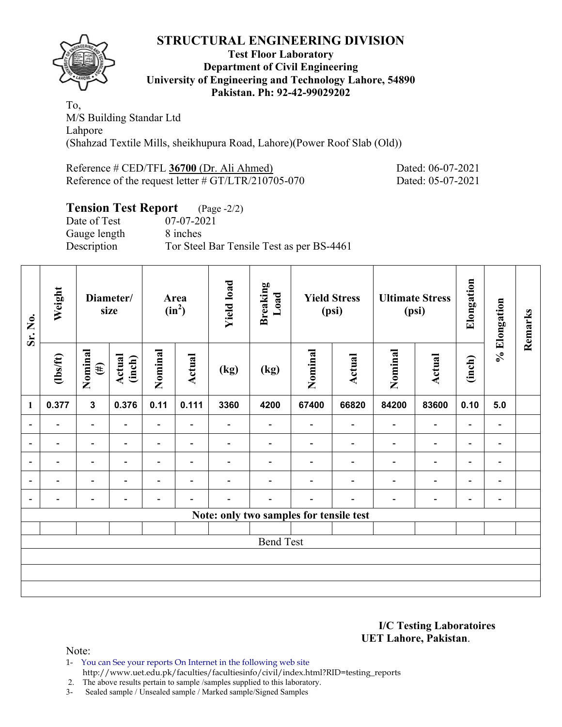## STRUCTURAL ENGINEERING DIVISION

**Test Floor Laboratory**
**Department of Civil Engineering**
**University of Engineering and Technology Lahore, 54890**
**Pakistan. Ph: 92-42-99029202**

To,
M/S Building Standar Ltd
Lahpore
(Shahzad Textile Mills, sheikhupura Road, Lahore)(Power Roof Slab (Old))

Reference # CED/TFL **36700** (Dr. Ali Ahmed) Dated: 06-07-2021
Reference of the request letter # GT/LTR/210705-070 Dated: 05-07-2021

**Tension Test Report** (Page -2/2)
Date of Test 07-07-2021
Gauge length 8 inches
Description Tor Steel Bar Tensile Test as per BS-4461

| Sr. No. | Weight | Diameter/ size | | Area ($in^2$) | | Yield load | Breaking Load | Yield Stress (psi) | | Ultimate Stress (psi) | | Elongation | % Elongation | Remarks |
|---|---|---|---|---|---|---|---|---|---|---|---|---|---|---|
| | (lbs/ft) | Nominal (#) | Actual (inch) | Nominal | Actual | (kg) | (kg) | Nominal | Actual | Nominal | Actual | (inch) | | |
| 1 | 0.377 | 3 | 0.376 | 0.11 | 0.111 | 3360 | 4200 | 67400 | 66820 | 84200 | 83600 | 0.10 | 5.0 | |
| - | - | - | - | - | - | - | - | - | - | - | - | - | - | |
| - | - | - | - | - | - | - | - | - | - | - | - | - | - | |
| - | - | - | - | - | - | - | - | - | - | - | - | - | - | |
| - | - | - | - | - | - | - | - | - | - | - | - | - | - | |
| - | - | - | - | - | - | - | - | - | - | - | - | - | - | |
| Note: only two samples for tensile test | | | | | | | | | | | | | | |
| | | | | | | | | | | | | | | |
| Bend Test | | | | | | | | | | | | | | |
| | | | | | | | | | | | | | | |
| | | | | | | | | | | | | | | |
| | | | | | | | | | | | | | | |

**I/C Testing Laboratoires**
**UET Lahore, Pakistan**.

Note:
1- You can See your reports On Internet in the following web site
http://www.uet.edu.pk/faculties/facultiesinfo/civil/index.html?RID=testing_reports
2. The above results pertain to sample /samples supplied to this laboratory.
3- Sealed sample / Unsealed sample / Marked sample/Signed Samples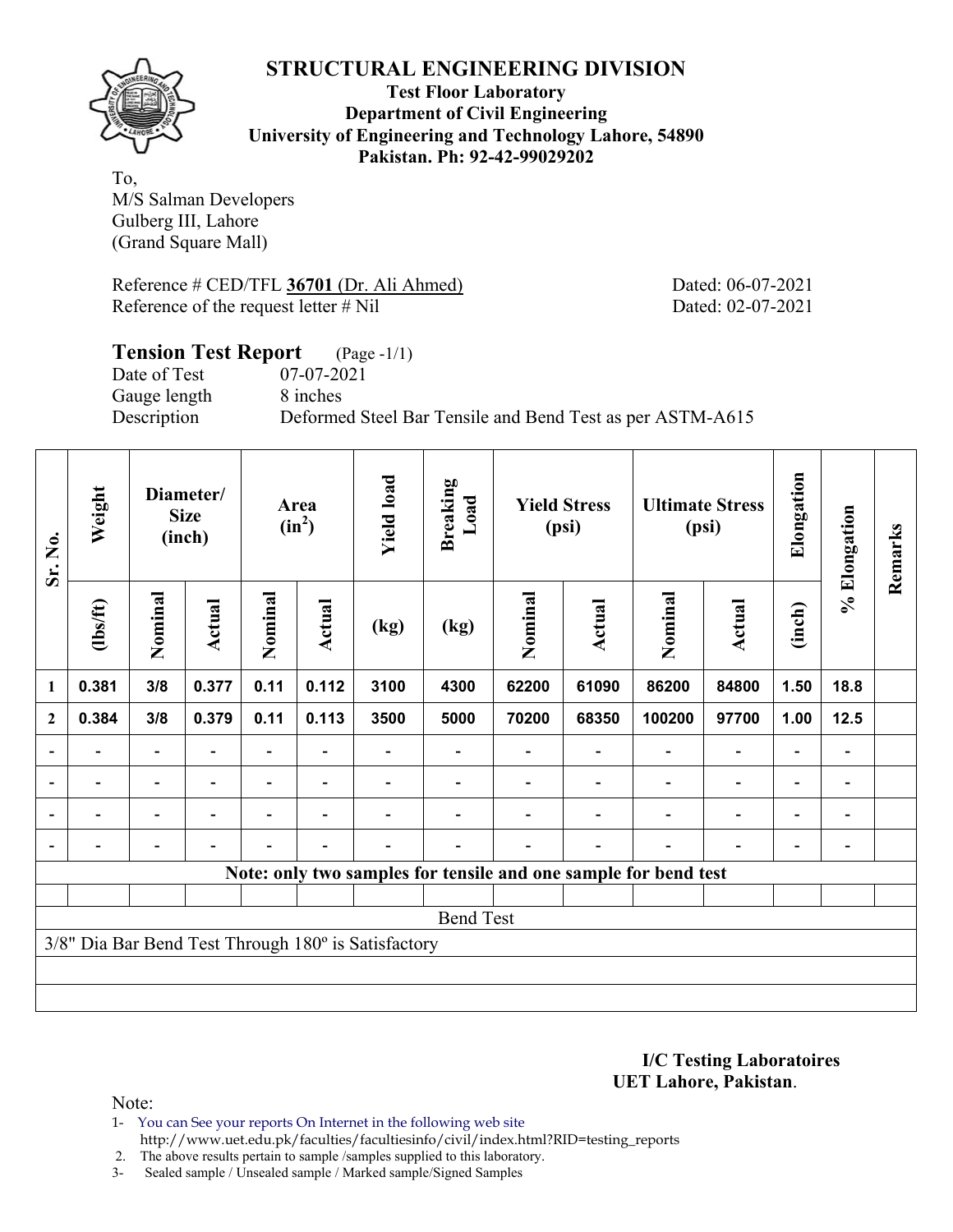# STRUCTURAL ENGINEERING DIVISION

**Test Floor Laboratory**
**Department of Civil Engineering**
**University of Engineering and Technology Lahore, 54890**
**Pakistan. Ph: 92-42-99029202**

To,
M/S Salman Developers
Gulberg III, Lahore
(Grand Square Mall)

Reference # CED/TFL **36701** (Dr. Ali Ahmed) Dated: 06-07-2021
Reference of the request letter # Nil Dated: 02-07-2021

## Tension Test Report (Page -1/1)

Date of Test 07-07-2021
Gauge length 8 inches
Description Deformed Steel Bar Tensile and Bend Test as per ASTM-A615

| Sr. No. | Weight | Diameter/ Size (inch) | | Area ($in^2$) | | Yield load | Breaking Load | Yield Stress (psi) | | Ultimate Stress (psi) | | Elongation | % Elongation | Remarks |
|---|---|---|---|---|---|---|---|---|---|---|---|---|---|---|
| | (lbs/ft) | Nominal | Actual | Nominal | Actual | (kg) | (kg) | Nominal | Actual | Nominal | Actual | (inch) | | |
| 1 | 0.381 | 3/8 | 0.377 | 0.11 | 0.112 | 3100 | 4300 | 62200 | 61090 | 86200 | 84800 | 1.50 | 18.8 | |
| 2 | 0.384 | 3/8 | 0.379 | 0.11 | 0.113 | 3500 | 5000 | 70200 | 68350 | 100200 | 97700 | 1.00 | 12.5 | |
| - | - | - | - | - | - | - | - | - | - | - | - | - | - | |
| - | - | - | - | - | - | - | - | - | - | - | - | - | - | |
| - | - | - | - | - | - | - | - | - | - | - | - | - | - | |
| - | - | - | - | - | - | - | - | - | - | - | - | - | - | |
| **Note: only two samples for tensile and one sample for bend test** | | | | | | | | | | | | | | |
| Bend Test | | | | | | | | | | | | | | |
| 3/8" Dia Bar Bend Test Through 180º is Satisfactory | | | | | | | | | | | | | | |

**I/C Testing Laboratoires**
**UET Lahore, Pakistan**.

Note:
1- You can See your reports On Internet in the following web site
http://www.uet.edu.pk/faculties/facultiesinfo/civil/index.html?RID=testing_reports
2. The above results pertain to sample /samples supplied to this laboratory.
3- Sealed sample / Unsealed sample / Marked sample/Signed Samples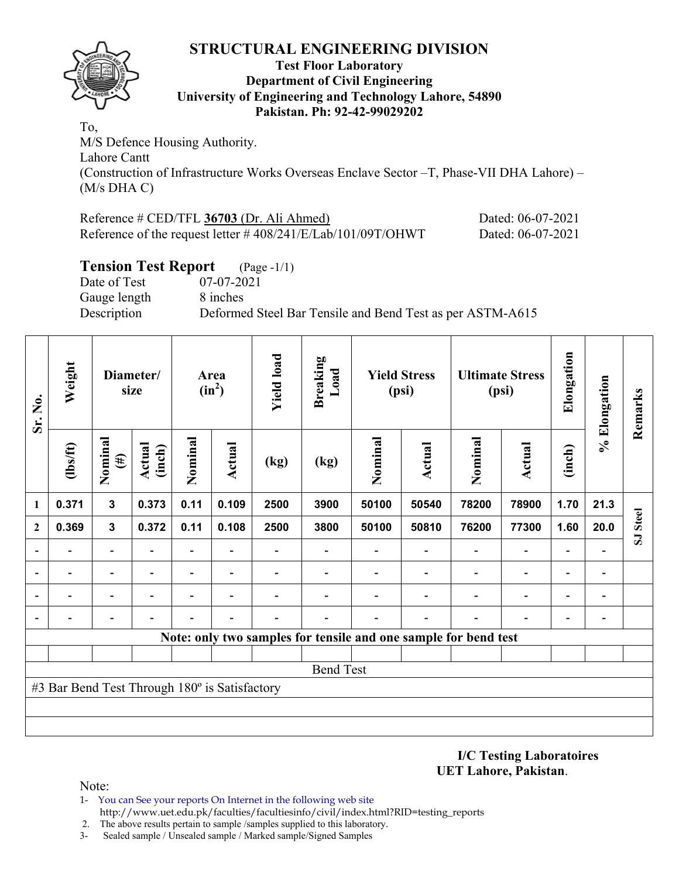# STRUCTURAL ENGINEERING DIVISION

**Test Floor Laboratory**
**Department of Civil Engineering**
**University of Engineering and Technology Lahore, 54890**
**Pakistan. Ph: 92-42-99029202**

To,
M/S Defence Housing Authority.
Lahore Cantt
(Construction of Infrastructure Works Overseas Enclave Sector –T, Phase-VII DHA Lahore) – (M/s DHA C)

Reference # CED/TFL **36703** (Dr. Ali Ahmed) Dated: 06-07-2021
Reference of the request letter # 408/241/E/Lab/101/09T/OHWT Dated: 06-07-2021

## Tension Test Report (Page -1/1)

Date of Test 07-07-2021
Gauge length 8 inches
Description Deformed Steel Bar Tensile and Bend Test as per ASTM-A615

| Sr. No. | Weight | Diameter/ size | | Area ($in^2$) | | Yield load | Breaking Load | Yield Stress (psi) | | Ultimate Stress (psi) | | Elongation | % Elongation | Remarks |
|---|---|---|---|---|---|---|---|---|---|---|---|---|---|---|
| | (lbs/ft) | Nominal (#) | Actual (inch) | Nominal | Actual | (kg) | (kg) | Nominal | Actual | Nominal | Actual | (inch) | | |
| 1 | 0.371 | 3 | 0.373 | 0.11 | 0.109 | 2500 | 3900 | 50100 | 50540 | 78200 | 78900 | 1.70 | 21.3 | SJ Steel |
| 2 | 0.369 | 3 | 0.372 | 0.11 | 0.108 | 2500 | 3800 | 50100 | 50810 | 76200 | 77300 | 1.60 | 20.0 | |
| - | - | - | - | - | - | - | - | - | - | - | - | - | - | |
| - | - | - | - | - | - | - | - | - | - | - | - | - | - | |
| - | - | - | - | - | - | - | - | - | - | - | - | - | - | |
| - | - | - | - | - | - | - | - | - | - | - | - | - | - | |

**Note: only two samples for tensile and one sample for bend test**

Bend Test

#3 Bar Bend Test Through 180º is Satisfactory

**I/C Testing Laboratoires**
**UET Lahore, Pakistan**.

Note:
1- You can See your reports On Internet in the following web site
http://www.uet.edu.pk/faculties/facultiesinfo/civil/index.html?RID=testing_reports
2. The above results pertain to sample /samples supplied to this laboratory.
3- Sealed sample / Unsealed sample / Marked sample/Signed Samples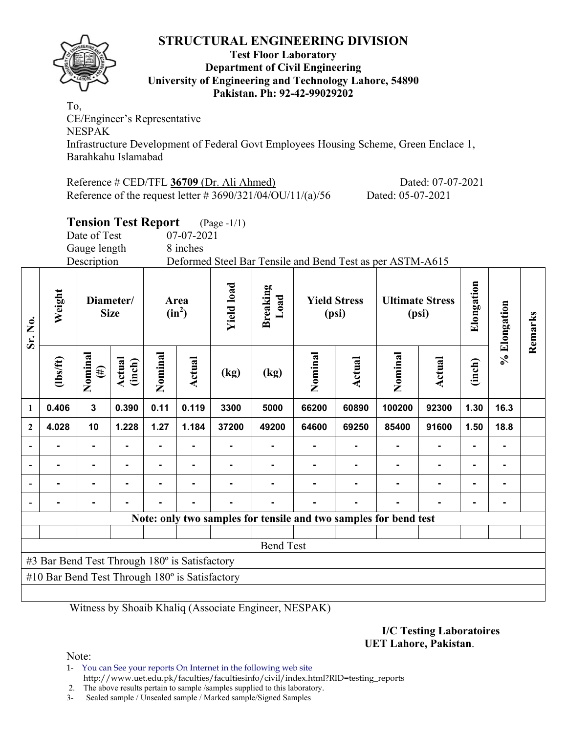# STRUCTURAL ENGINEERING DIVISION

**Test Floor Laboratory**
**Department of Civil Engineering**
**University of Engineering and Technology Lahore, 54890**
**Pakistan. Ph: 92-42-99029202**

To,
CE/Engineer's Representative
NESPAK
Infrastructure Development of Federal Govt Employees Housing Scheme, Green Enclace 1, Barahkahu Islamabad

Reference # CED/TFL **36709** (Dr. Ali Ahmed) Dated: 07-07-2021
Reference of the request letter # 3690/321/04/OU/11/(a)/56 Dated: 05-07-2021

## Tension Test Report (Page -1/1)

Date of Test 07-07-2021
Gauge length 8 inches
Description Deformed Steel Bar Tensile and Bend Test as per ASTM-A615

| Sr. No. | Weight | Diameter/ Size | | Area ($in^2$) | | Yield load | Breaking Load | Yield Stress (psi) | | Ultimate Stress (psi) | | Elongation | % Elongation | Remarks |
|---|---|---|---|---|---|---|---|---|---|---|---|---|---|---|
| | (lbs/ft) | Nominal (#) | Actual (inch) | Nominal | Actual | (kg) | (kg) | Nominal | Actual | Nominal | Actual | (inch) | | |
| 1 | 0.406 | 3 | 0.390 | 0.11 | 0.119 | 3300 | 5000 | 66200 | 60890 | 100200 | 92300 | 1.30 | 16.3 | |
| 2 | 4.028 | 10 | 1.228 | 1.27 | 1.184 | 37200 | 49200 | 64600 | 69250 | 85400 | 91600 | 1.50 | 18.8 | |
| - | - | - | - | - | - | - | - | - | - | - | - | - | - | |
| - | - | - | - | - | - | - | - | - | - | - | - | - | - | |
| - | - | - | - | - | - | - | - | - | - | - | - | - | - | |
| - | - | - | - | - | - | - | - | - | - | - | - | - | - | |

**Note: only two samples for tensile and two samples for bend test**

Bend Test

#3 Bar Bend Test Through 180º is Satisfactory
#10 Bar Bend Test Through 180º is Satisfactory

Witness by Shoaib Khaliq (Associate Engineer, NESPAK)

**I/C Testing Laboratoires**
**UET Lahore, Pakistan**.

Note:
1- You can See your reports On Internet in the following web site http://www.uet.edu.pk/faculties/facultiesinfo/civil/index.html?RID=testing_reports
2. The above results pertain to sample /samples supplied to this laboratory.
3- Sealed sample / Unsealed sample / Marked sample/Signed Samples